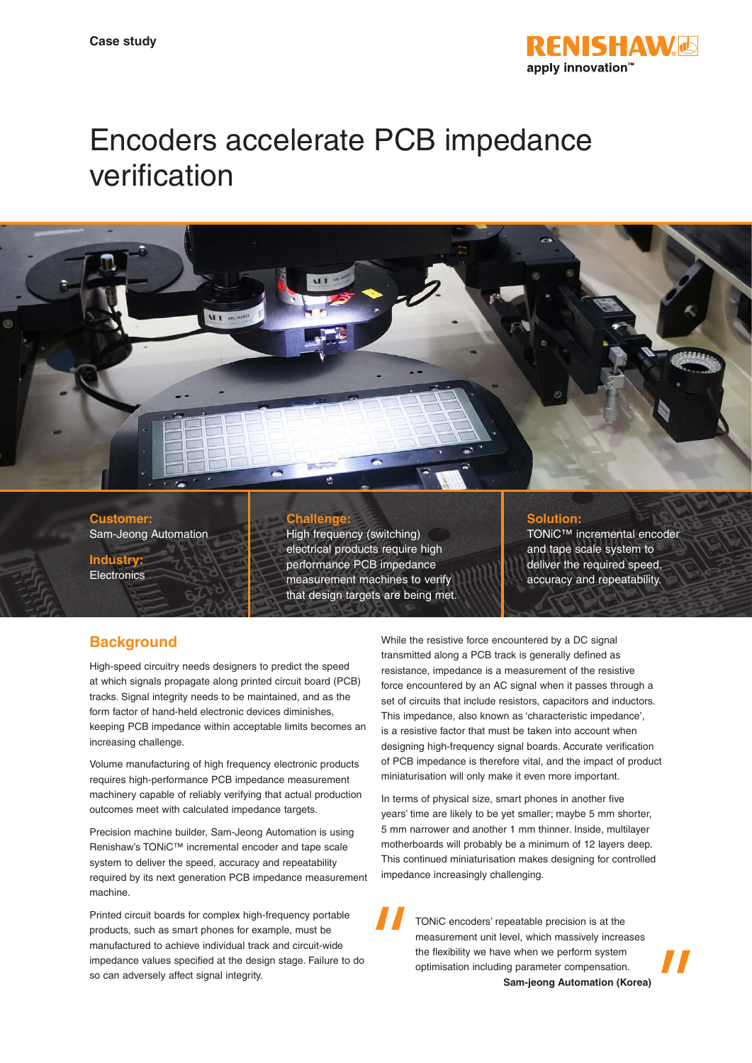Case study

# Encoders accelerate PCB impedance verification

**Customer:**
Sam-Jeong Automation

**Industry:**
Electronics

**Challenge:**
High frequency (switching) electrical products require high performance PCB impedance measurement machines to verify that design targets are being met.

**Solution:**
TONiC™ incremental encoder and tape scale system to deliver the required speed, accuracy and repeatability.

## Background

High-speed circuitry needs designers to predict the speed at which signals propagate along printed circuit board (PCB) tracks. Signal integrity needs to be maintained, and as the form factor of hand-held electronic devices diminishes, keeping PCB impedance within acceptable limits becomes an increasing challenge.

Volume manufacturing of high frequency electronic products requires high-performance PCB impedance measurement machinery capable of reliably verifying that actual production outcomes meet with calculated impedance targets.

Precision machine builder, Sam-Jeong Automation is using Renishaw's TONiC™ incremental encoder and tape scale system to deliver the speed, accuracy and repeatability required by its next generation PCB impedance measurement machine.

Printed circuit boards for complex high-frequency portable products, such as smart phones for example, must be manufactured to achieve individual track and circuit-wide impedance values specified at the design stage. Failure to do so can adversely affect signal integrity.

While the resistive force encountered by a DC signal transmitted along a PCB track is generally defined as resistance, impedance is a measurement of the resistive force encountered by an AC signal when it passes through a set of circuits that include resistors, capacitors and inductors. This impedance, also known as 'characteristic impedance', is a resistive factor that must be taken into account when designing high-frequency signal boards. Accurate verification of PCB impedance is therefore vital, and the impact of product miniaturisation will only make it even more important.

In terms of physical size, smart phones in another five years' time are likely to be yet smaller; maybe 5 mm shorter, 5 mm narrower and another 1 mm thinner. Inside, multilayer motherboards will probably be a minimum of 12 layers deep. This continued miniaturisation makes designing for controlled impedance increasingly challenging.

> "TONiC encoders' repeatable precision is at the measurement unit level, which massively increases the flexibility we have when we perform system optimisation including parameter compensation."
>
> **Sam-jeong Automation (Korea)**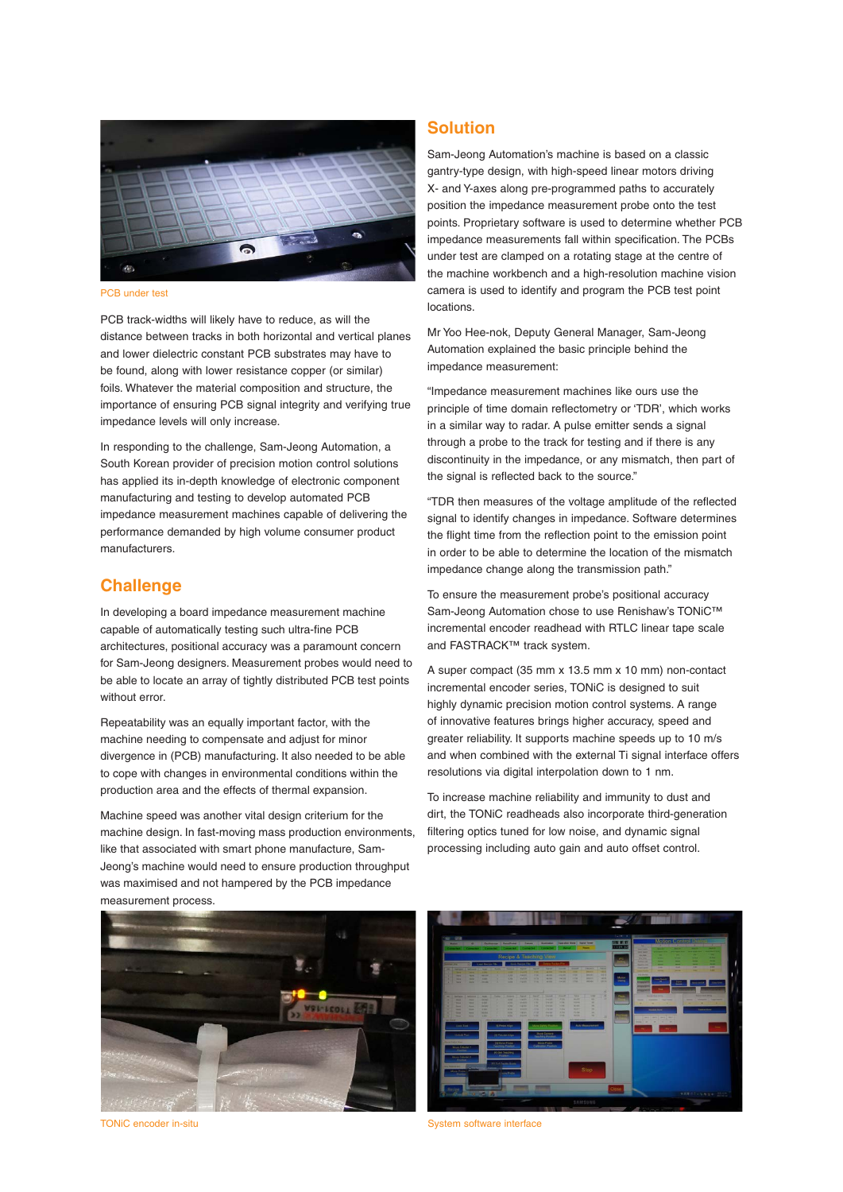PCB under test

PCB track-widths will likely have to reduce, as will the distance between tracks in both horizontal and vertical planes and lower dielectric constant PCB substrates may have to be found, along with lower resistance copper (or similar) foils. Whatever the material composition and structure, the importance of ensuring PCB signal integrity and verifying true impedance levels will only increase.

In responding to the challenge, Sam-Jeong Automation, a South Korean provider of precision motion control solutions has applied its in-depth knowledge of electronic component manufacturing and testing to develop automated PCB impedance measurement machines capable of delivering the performance demanded by high volume consumer product manufacturers.

## Challenge

In developing a board impedance measurement machine capable of automatically testing such ultra-fine PCB architectures, positional accuracy was a paramount concern for Sam-Jeong designers. Measurement probes would need to be able to locate an array of tightly distributed PCB test points without error.

Repeatability was an equally important factor, with the machine needing to compensate and adjust for minor divergence in (PCB) manufacturing. It also needed to be able to cope with changes in environmental conditions within the production area and the effects of thermal expansion.

Machine speed was another vital design criterium for the machine design. In fast-moving mass production environments, like that associated with smart phone manufacture, Sam-Jeong's machine would need to ensure production throughput was maximised and not hampered by the PCB impedance measurement process.

## Solution

Sam-Jeong Automation's machine is based on a classic gantry-type design, with high-speed linear motors driving X- and Y-axes along pre-programmed paths to accurately position the impedance measurement probe onto the test points. Proprietary software is used to determine whether PCB impedance measurements fall within specification. The PCBs under test are clamped on a rotating stage at the centre of the machine workbench and a high-resolution machine vision camera is used to identify and program the PCB test point locations.

Mr Yoo Hee-nok, Deputy General Manager, Sam-Jeong Automation explained the basic principle behind the impedance measurement:

"Impedance measurement machines like ours use the principle of time domain reflectometry or 'TDR', which works in a similar way to radar. A pulse emitter sends a signal through a probe to the track for testing and if there is any discontinuity in the impedance, or any mismatch, then part of the signal is reflected back to the source."

"TDR then measures of the voltage amplitude of the reflected signal to identify changes in impedance. Software determines the flight time from the reflection point to the emission point in order to be able to determine the location of the mismatch impedance change along the transmission path."

To ensure the measurement probe's positional accuracy Sam-Jeong Automation chose to use Renishaw's TONiC™ incremental encoder readhead with RTLC linear tape scale and FASTRACK™ track system.

A super compact (35 mm x 13.5 mm x 10 mm) non-contact incremental encoder series, TONiC is designed to suit highly dynamic precision motion control systems. A range of innovative features brings higher accuracy, speed and greater reliability. It supports machine speeds up to 10 m/s and when combined with the external Ti signal interface offers resolutions via digital interpolation down to 1 nm.

To increase machine reliability and immunity to dust and dirt, the TONiC readheads also incorporate third-generation filtering optics tuned for low noise, and dynamic signal processing including auto gain and auto offset control.

TONiC encoder in-situ

System software interface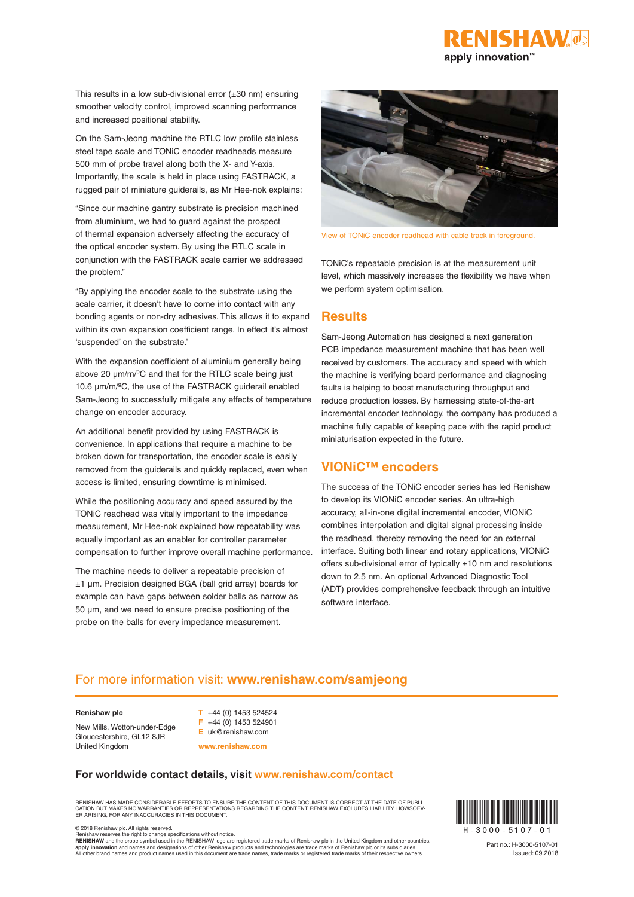This results in a low sub-divisional error (±30 nm) ensuring smoother velocity control, improved scanning performance and increased positional stability.

On the Sam-Jeong machine the RTLC low profile stainless steel tape scale and TONiC encoder readheads measure 500 mm of probe travel along both the X- and Y-axis. Importantly, the scale is held in place using FASTRACK, a rugged pair of miniature guiderails, as Mr Hee-nok explains:

"Since our machine gantry substrate is precision machined from aluminium, we had to guard against the prospect of thermal expansion adversely affecting the accuracy of the optical encoder system. By using the RTLC scale in conjunction with the FASTRACK scale carrier we addressed the problem."

"By applying the encoder scale to the substrate using the scale carrier, it doesn't have to come into contact with any bonding agents or non-dry adhesives. This allows it to expand within its own expansion coefficient range. In effect it's almost 'suspended' on the substrate."

With the expansion coefficient of aluminium generally being above 20 µm/m/ºC and that for the RTLC scale being just 10.6 µm/m/ºC, the use of the FASTRACK guiderail enabled Sam-Jeong to successfully mitigate any effects of temperature change on encoder accuracy.

An additional benefit provided by using FASTRACK is convenience. In applications that require a machine to be broken down for transportation, the encoder scale is easily removed from the guiderails and quickly replaced, even when access is limited, ensuring downtime is minimised.

While the positioning accuracy and speed assured by the TONiC readhead was vitally important to the impedance measurement, Mr Hee-nok explained how repeatability was equally important as an enabler for controller parameter compensation to further improve overall machine performance.

The machine needs to deliver a repeatable precision of ±1 µm. Precision designed BGA (ball grid array) boards for example can have gaps between solder balls as narrow as 50 µm, and we need to ensure precise positioning of the probe on the balls for every impedance measurement.

View of TONiC encoder readhead with cable track in foreground.

TONiC's repeatable precision is at the measurement unit level, which massively increases the flexibility we have when we perform system optimisation.

## Results

Sam-Jeong Automation has designed a next generation PCB impedance measurement machine that has been well received by customers. The accuracy and speed with which the machine is verifying board performance and diagnosing faults is helping to boost manufacturing throughput and reduce production losses. By harnessing state-of-the-art incremental encoder technology, the company has produced a machine fully capable of keeping pace with the rapid product miniaturisation expected in the future.

## VIONiC™ encoders

The success of the TONiC encoder series has led Renishaw to develop its VIONiC encoder series. An ultra-high accuracy, all-in-one digital incremental encoder, VIONiC combines interpolation and digital signal processing inside the readhead, thereby removing the need for an external interface. Suiting both linear and rotary applications, VIONiC offers sub-divisional error of typically ±10 nm and resolutions down to 2.5 nm. An optional Advanced Diagnostic Tool (ADT) provides comprehensive feedback through an intuitive software interface.

## For more information visit: **www.renishaw.com/samjeong**

**Renishaw plc**

New Mills, Wotton-under-Edge
Gloucestershire, GL12 8JR
United Kingdom

**T** +44 (0) 1453 524524
**F** +44 (0) 1453 524901
**E** uk@renishaw.com

**www.renishaw.com**

**For worldwide contact details, visit www.renishaw.com/contact**

RENISHAW HAS MADE CONSIDERABLE EFFORTS TO ENSURE THE CONTENT OF THIS DOCUMENT IS CORRECT AT THE DATE OF PUBLICATION BUT MAKES NO WARRANTIES OR REPRESENTATIONS REGARDING THE CONTENT. RENISHAW EXCLUDES LIABILITY, HOWSOEVER ARISING, FOR ANY INACCURACIES IN THIS DOCUMENT.

© 2018 Renishaw plc. All rights reserved.
Renishaw reserves the right to change specifications without notice.
**RENISHAW** and the probe symbol used in the RENISHAW logo are registered trade marks of Renishaw plc in the United Kingdom and other countries.
**apply innovation** and names and designations of other Renishaw products and technologies are trade marks of Renishaw plc or its subsidiaries.
All other brand names and product names used in this document are trade names, trade marks or registered trade marks of their respective owners.

H-3000-5107-01

Part no.: H-3000-5107-01
Issued: 09.2018